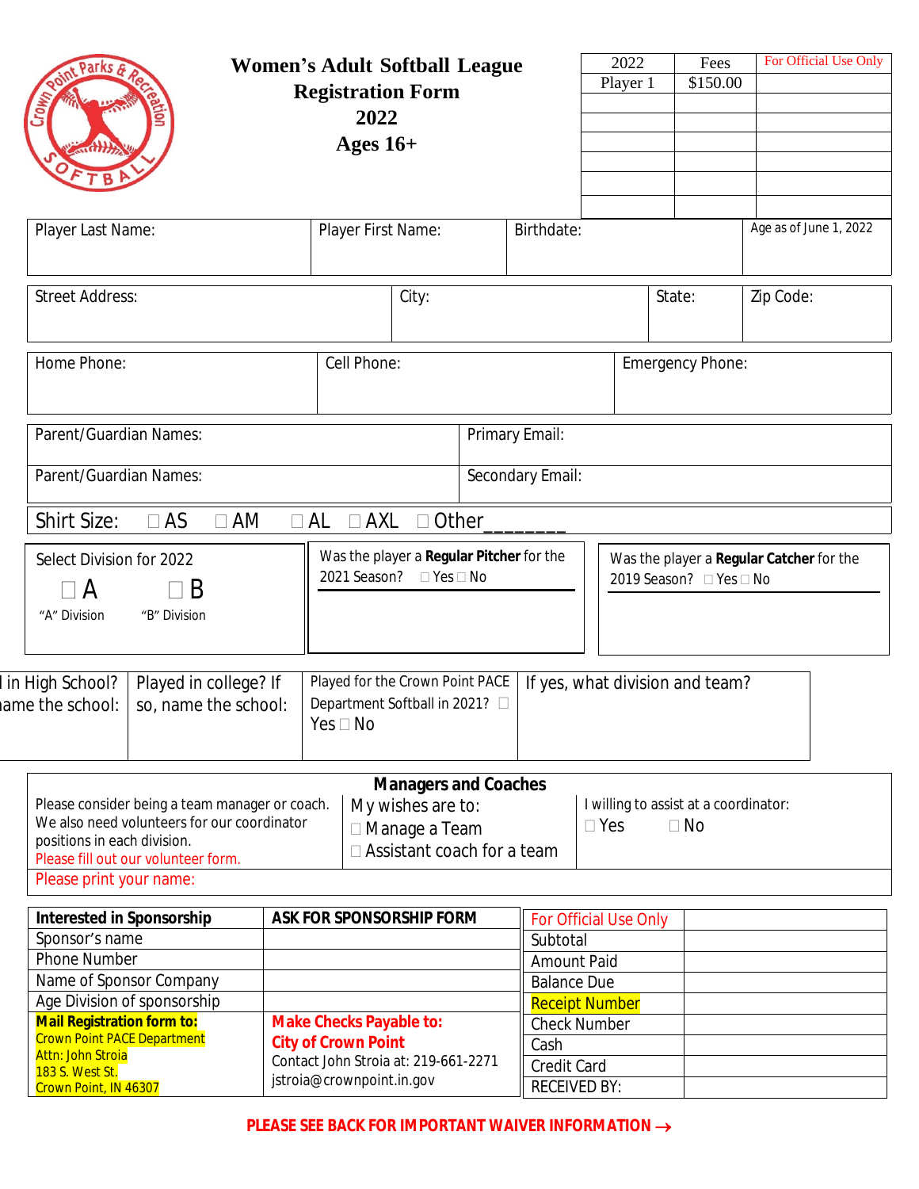# Women's Adult Softball League Registration Form 2022 Ages 16+

| 2022 | Fees | For Official Use Only |
|---|---|---|
| Player 1 | $150.00 | |
| | | |
| | | |
| | | |
| | | |
| | | |
| | | |

| Player Last Name: | Player First Name: | Birthdate: | Age as of June 1, 2022 |
|---|---|---|---|

| Street Address: | City: | State: | Zip Code: |
|---|---|---|---|

| Home Phone: | Cell Phone: | Emergency Phone: |
|---|---|---|

| Parent/Guardian Names: | Primary Email: |
|---|---|
| Parent/Guardian Names: | Secondary Email: |

Shirt Size: ☐ AS ☐ AM ☐ AL ☐ AXL ☐ Other_______

| Select Division for 2022 | Was the player a **Regular Pitcher** for the 2021 Season? ☐ Yes ☐ No | Was the player a **Regular Catcher** for the 2019 Season? ☐ Yes ☐ No |
|---|---|---|
| ☐ A "A" Division ☐ B "B" Division | | |

| l in High School? ame the school: | Played in college? If so, name the school: | Played for the Crown Point PACE Department Softball in 2021? ☐ Yes ☐ No | If yes, what division and team? |
|---|---|---|---|

## Managers and Coaches

| Please consider being a team manager or coach. We also need volunteers for our coordinator positions in each division. Please fill out our volunteer form. | My wishes are to: ☐ Manage a Team ☐ Assistant coach for a team | I willing to assist at a coordinator: ☐ Yes ☐ No |
|---|---|---|

Please print your name:

| **Interested in Sponsorship** | **ASK FOR SPONSORSHIP FORM** |
|---|---|
| Sponsor's name | |
| Phone Number | |
| Name of Sponsor Company | |
| Age Division of sponsorship | |
| **Mail Registration form to:** Crown Point PACE Department Attn: John Stroia 183 S. West St. Crown Point, IN 46307 | **Make Checks Payable to: City of Crown Point** Contact John Stroia at: 219-661-2271 jstroia@crownpoint.in.gov |

| For Official Use Only | |
|---|---|
| Subtotal | |
| Amount Paid | |
| Balance Due | |
| Receipt Number | |
| Check Number | |
| Cash | |
| Credit Card | |
| RECEIVED BY: | |

**PLEASE SEE BACK FOR IMPORTANT WAIVER INFORMATION →**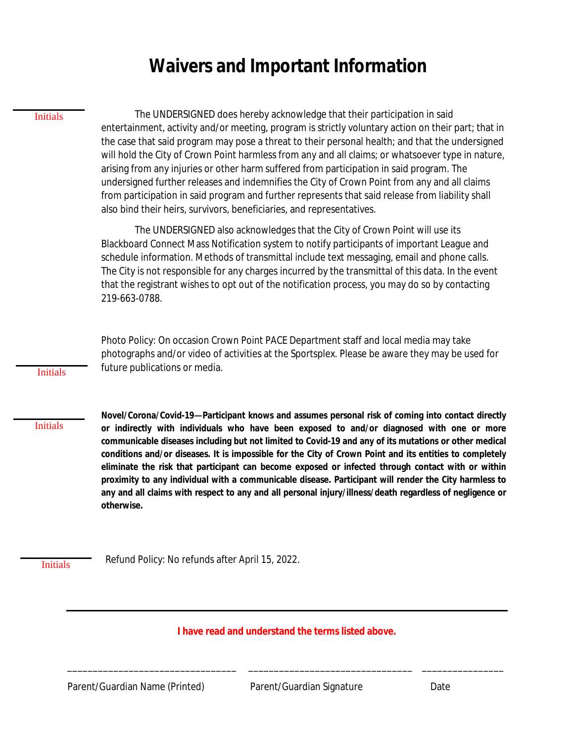# Waivers and Important Information

_______ Initials

The UNDERSIGNED does hereby acknowledge that their participation in said entertainment, activity and/or meeting, program is strictly voluntary action on their part; that in the case that said program may pose a threat to their personal health; and that the undersigned will hold the City of Crown Point harmless from any and all claims; or whatsoever type in nature, arising from any injuries or other harm suffered from participation in said program. The undersigned further releases and indemnifies the City of Crown Point from any and all claims from participation in said program and further represents that said release from liability shall also bind their heirs, survivors, beneficiaries, and representatives.

The UNDERSIGNED also acknowledges that the City of Crown Point will use its Blackboard Connect Mass Notification system to notify participants of important League and schedule information. Methods of transmittal include text messaging, email and phone calls. The City is not responsible for any charges incurred by the transmittal of this data. In the event that the registrant wishes to opt out of the notification process, you may do so by contacting 219-663-0788.

_______ Initials

Photo Policy: On occasion Crown Point PACE Department staff and local media may take photographs and/or video of activities at the Sportsplex. Please be aware they may be used for future publications or media.

_______ Initials

**Novel/Corona/Covid-19—Participant knows and assumes personal risk of coming into contact directly or indirectly with individuals who have been exposed to and/or diagnosed with one or more communicable diseases including but not limited to Covid-19 and any of its mutations or other medical conditions and/or diseases. It is impossible for the City of Crown Point and its entities to completely eliminate the risk that participant can become exposed or infected through contact with or within proximity to any individual with a communicable disease. Participant will render the City harmless to any and all claims with respect to any and all personal injury/illness/death regardless of negligence or otherwise.**

_______ Initials

Refund Policy: No refunds after April 15, 2022.

---

**I have read and understand the terms listed above.**

_________________________________ _________________________________ ________________

Parent/Guardian Name (Printed) Parent/Guardian Signature Date